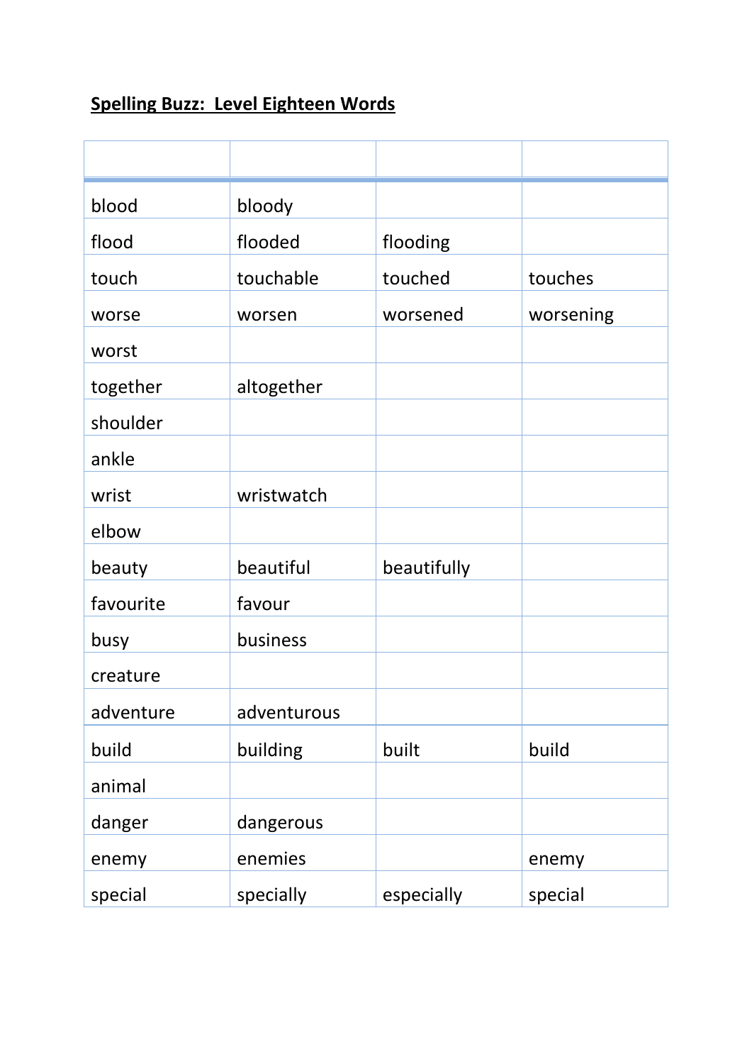## Spelling Buzz:  Level Eighteen Words

| | | | |
|---|---|---|---|
| blood | bloody | | |
| flood | flooded | flooding | |
| touch | touchable | touched | touches |
| worse | worsen | worsened | worsening |
| worst | | | |
| together | altogether | | |
| shoulder | | | |
| ankle | | | |
| wrist | wristwatch | | |
| elbow | | | |
| beauty | beautiful | beautifully | |
| favourite | favour | | |
| busy | business | | |
| creature | | | |
| adventure | adventurous | | |
| build | building | built | build |
| animal | | | |
| danger | dangerous | | |
| enemy | enemies | | enemy |
| special | specially | especially | special |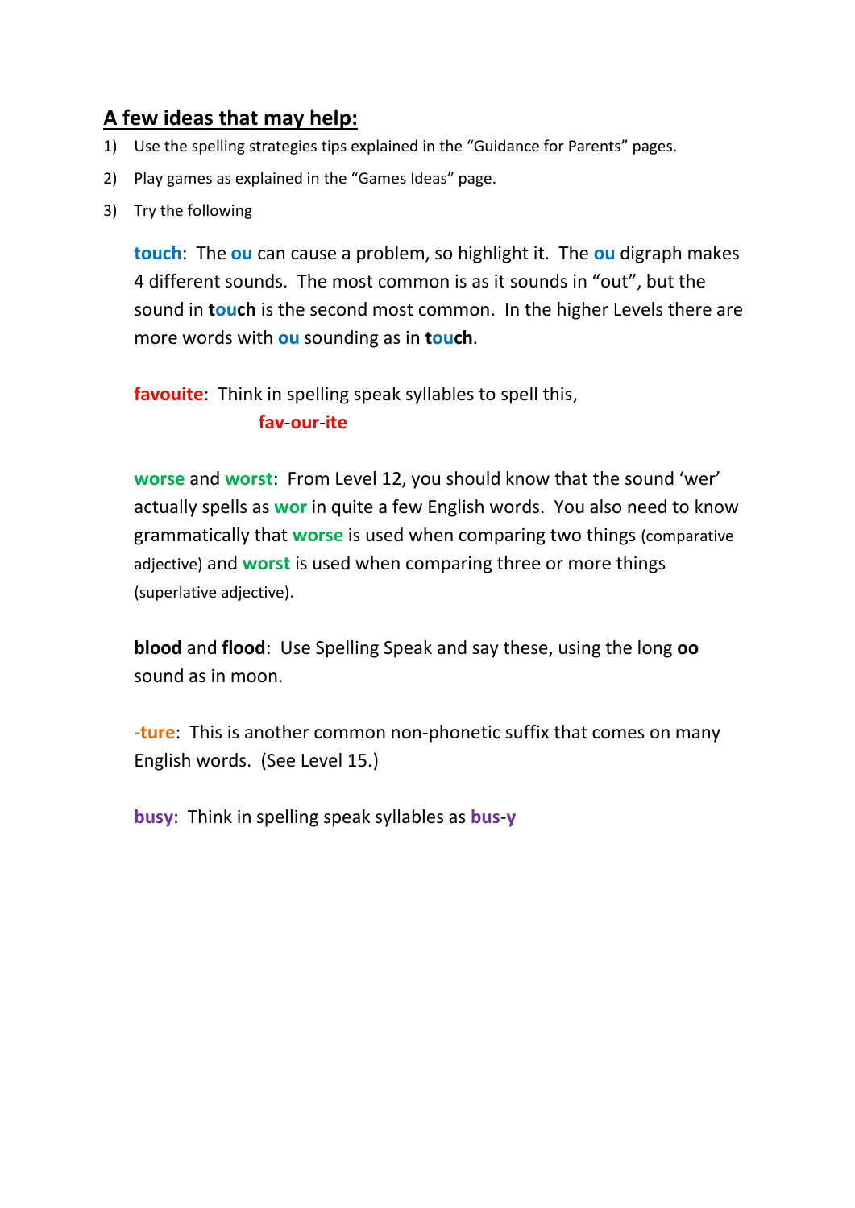## A few ideas that may help:

1) Use the spelling strategies tips explained in the "Guidance for Parents" pages.
2) Play games as explained in the "Games Ideas" page.
3) Try the following

**touch**: The **ou** can cause a problem, so highlight it. The **ou** digraph makes 4 different sounds. The most common is as it sounds in "out", but the sound in **touch** is the second most common. In the higher Levels there are more words with **ou** sounding as in **touch**.

**favouite**: Think in spelling speak syllables to spell this,
**fav**-**our**-**ite**

**worse** and **worst**: From Level 12, you should know that the sound 'wer' actually spells as **wor** in quite a few English words. You also need to know grammatically that **worse** is used when comparing two things (comparative adjective) and **worst** is used when comparing three or more things (superlative adjective).

**blood** and **flood**: Use Spelling Speak and say these, using the long **oo** sound as in moon.

**-ture**: This is another common non-phonetic suffix that comes on many English words. (See Level 15.)

**busy**: Think in spelling speak syllables as **bus**-**y**